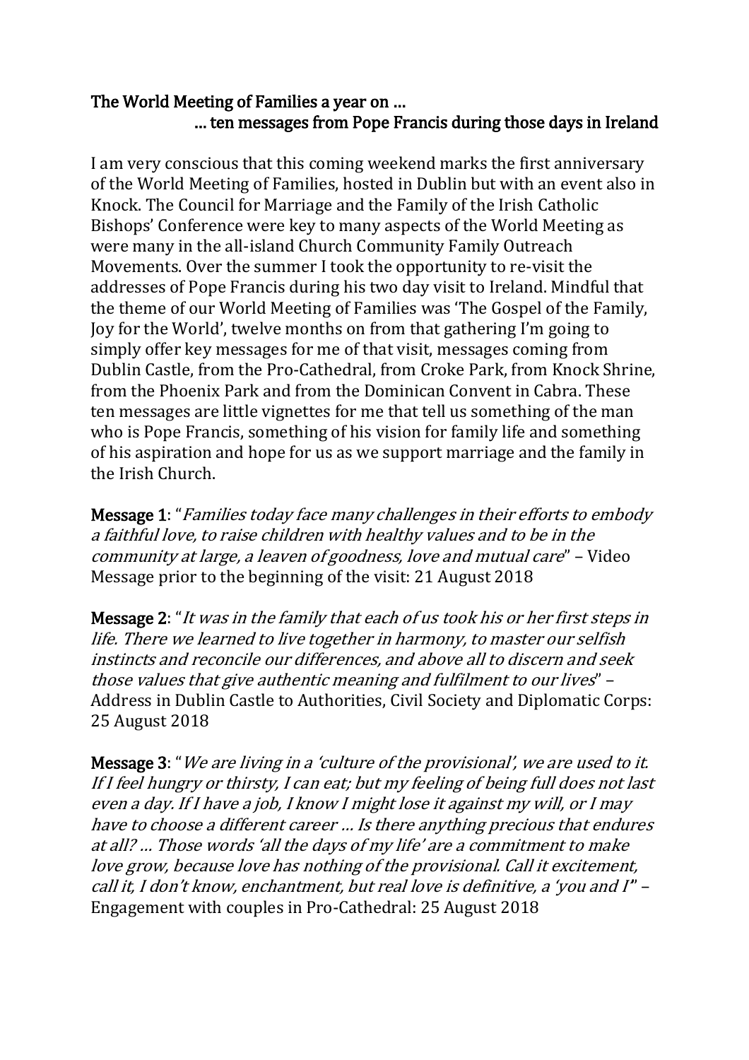**The World Meeting of Families a year on …**
**… ten messages from Pope Francis during those days in Ireland**

I am very conscious that this coming weekend marks the first anniversary of the World Meeting of Families, hosted in Dublin but with an event also in Knock. The Council for Marriage and the Family of the Irish Catholic Bishops' Conference were key to many aspects of the World Meeting as were many in the all-island Church Community Family Outreach Movements. Over the summer I took the opportunity to re-visit the addresses of Pope Francis during his two day visit to Ireland. Mindful that the theme of our World Meeting of Families was 'The Gospel of the Family, Joy for the World', twelve months on from that gathering I'm going to simply offer key messages for me of that visit, messages coming from Dublin Castle, from the Pro-Cathedral, from Croke Park, from Knock Shrine, from the Phoenix Park and from the Dominican Convent in Cabra. These ten messages are little vignettes for me that tell us something of the man who is Pope Francis, something of his vision for family life and something of his aspiration and hope for us as we support marriage and the family in the Irish Church.

**Message 1**: "*Families today face many challenges in their efforts to embody a faithful love, to raise children with healthy values and to be in the community at large, a leaven of goodness, love and mutual care*" – Video Message prior to the beginning of the visit: 21 August 2018

**Message 2**: "*It was in the family that each of us took his or her first steps in life. There we learned to live together in harmony, to master our selfish instincts and reconcile our differences, and above all to discern and seek those values that give authentic meaning and fulfilment to our lives*" – Address in Dublin Castle to Authorities, Civil Society and Diplomatic Corps: 25 August 2018

**Message 3**: "*We are living in a 'culture of the provisional', we are used to it. If I feel hungry or thirsty, I can eat; but my feeling of being full does not last even a day. If I have a job, I know I might lose it against my will, or I may have to choose a different career … Is there anything precious that endures at all? … Those words 'all the days of my life' are a commitment to make love grow, because love has nothing of the provisional. Call it excitement, call it, I don't know, enchantment, but real love is definitive, a 'you and I'*" – Engagement with couples in Pro-Cathedral: 25 August 2018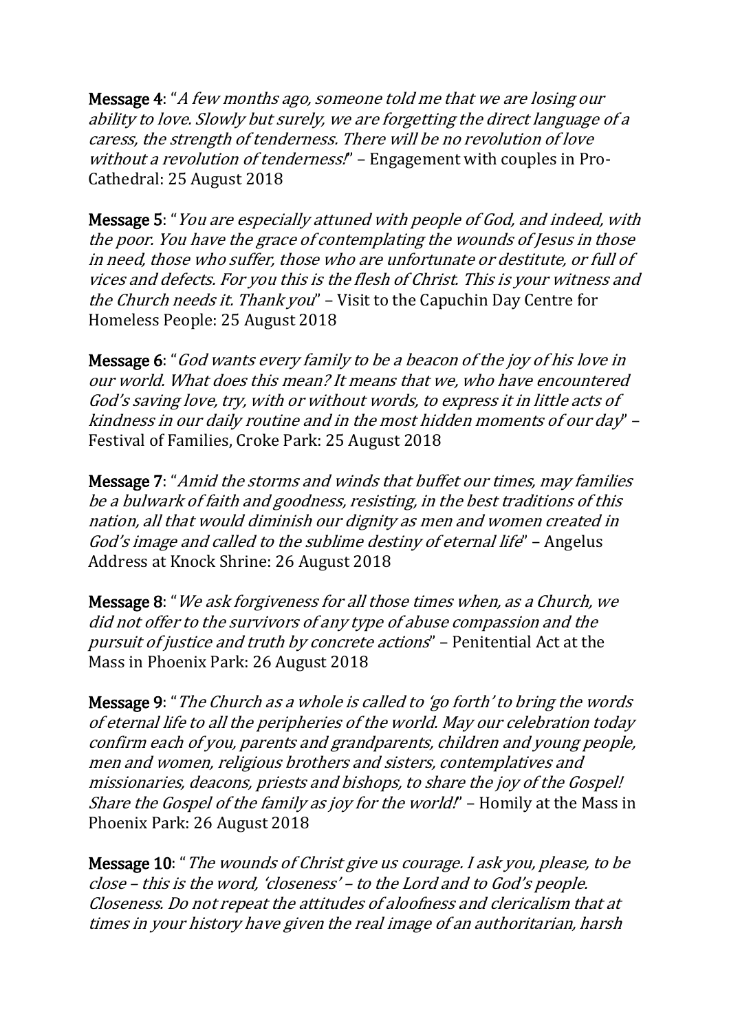**Message 4**: "*A few months ago, someone told me that we are losing our ability to love. Slowly but surely, we are forgetting the direct language of a caress, the strength of tenderness. There will be no revolution of love without a revolution of tenderness!*" – Engagement with couples in Pro-Cathedral: 25 August 2018

**Message 5**: "*You are especially attuned with people of God, and indeed, with the poor. You have the grace of contemplating the wounds of Jesus in those in need, those who suffer, those who are unfortunate or destitute, or full of vices and defects. For you this is the flesh of Christ. This is your witness and the Church needs it. Thank you*" – Visit to the Capuchin Day Centre for Homeless People: 25 August 2018

**Message 6**: "*God wants every family to be a beacon of the joy of his love in our world. What does this mean? It means that we, who have encountered God's saving love, try, with or without words, to express it in little acts of kindness in our daily routine and in the most hidden moments of our day*" – Festival of Families, Croke Park: 25 August 2018

**Message 7**: "*Amid the storms and winds that buffet our times, may families be a bulwark of faith and goodness, resisting, in the best traditions of this nation, all that would diminish our dignity as men and women created in God's image and called to the sublime destiny of eternal life*" – Angelus Address at Knock Shrine: 26 August 2018

**Message 8**: "*We ask forgiveness for all those times when, as a Church, we did not offer to the survivors of any type of abuse compassion and the pursuit of justice and truth by concrete actions*" – Penitential Act at the Mass in Phoenix Park: 26 August 2018

**Message 9**: "*The Church as a whole is called to 'go forth' to bring the words of eternal life to all the peripheries of the world. May our celebration today confirm each of you, parents and grandparents, children and young people, men and women, religious brothers and sisters, contemplatives and missionaries, deacons, priests and bishops, to share the joy of the Gospel! Share the Gospel of the family as joy for the world!*" – Homily at the Mass in Phoenix Park: 26 August 2018

**Message 10**: "*The wounds of Christ give us courage. I ask you, please, to be close – this is the word, 'closeness' – to the Lord and to God's people. Closeness. Do not repeat the attitudes of aloofness and clericalism that at times in your history have given the real image of an authoritarian, harsh*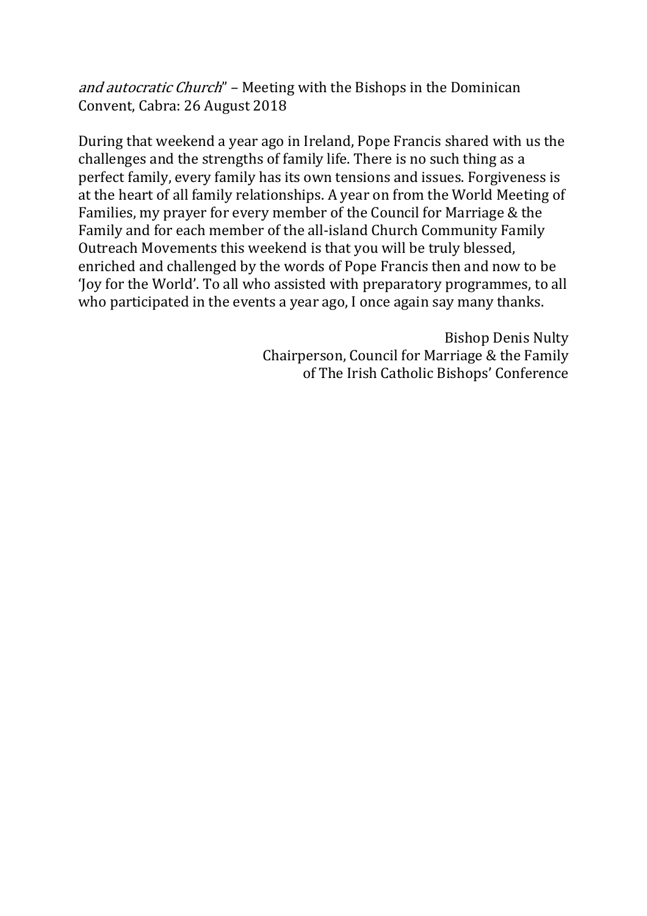*and autocratic Church*" – Meeting with the Bishops in the Dominican Convent, Cabra: 26 August 2018

During that weekend a year ago in Ireland, Pope Francis shared with us the challenges and the strengths of family life. There is no such thing as a perfect family, every family has its own tensions and issues. Forgiveness is at the heart of all family relationships. A year on from the World Meeting of Families, my prayer for every member of the Council for Marriage & the Family and for each member of the all-island Church Community Family Outreach Movements this weekend is that you will be truly blessed, enriched and challenged by the words of Pope Francis then and now to be 'Joy for the World'. To all who assisted with preparatory programmes, to all who participated in the events a year ago, I once again say many thanks.

Bishop Denis Nulty
Chairperson, Council for Marriage & the Family
of The Irish Catholic Bishops' Conference